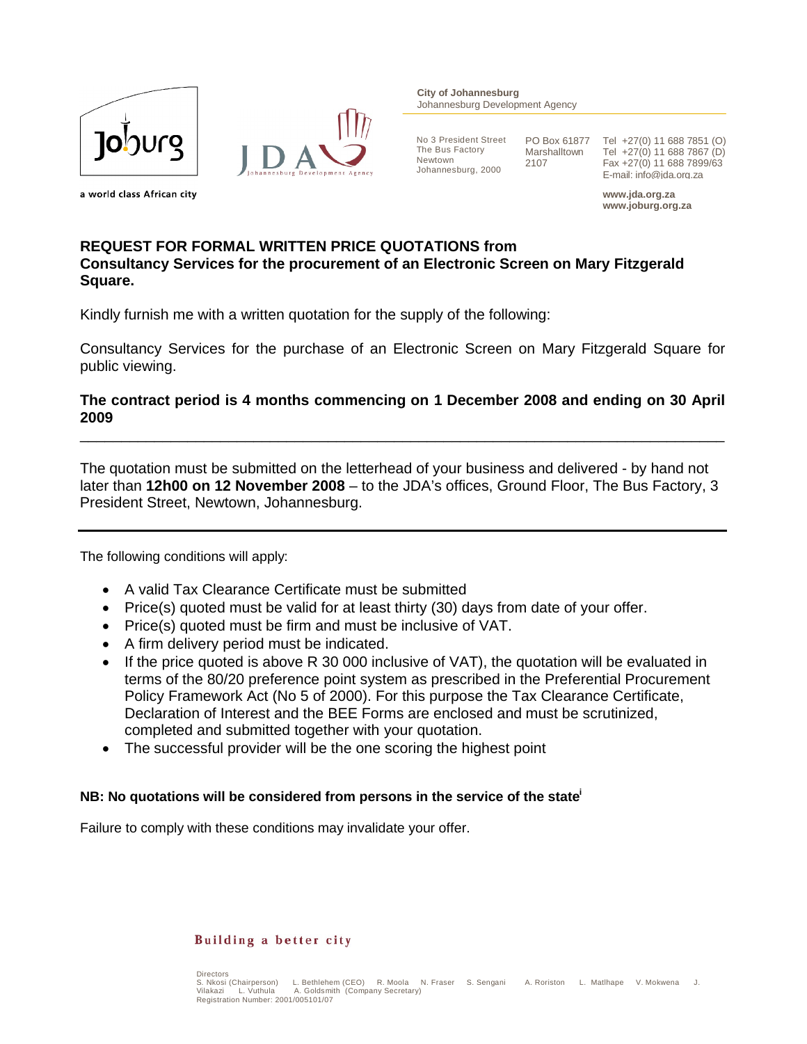a world class African city

**City of Johannesburg**
Johannesburg Development Agency

No 3 President Street
The Bus Factory
Newtown
Johannesburg, 2000

PO Box 61877
Marshalltown
2107

Tel +27(0) 11 688 7851 (O)
Tel +27(0) 11 688 7867 (D)
Fax +27(0) 11 688 7899/63
E-mail: info@jda.org.za

**www.jda.org.za**
**www.joburg.org.za**

## REQUEST FOR FORMAL WRITTEN PRICE QUOTATIONS from Consultancy Services for the procurement of an Electronic Screen on Mary Fitzgerald Square.

Kindly furnish me with a written quotation for the supply of the following:

Consultancy Services for the purchase of an Electronic Screen on Mary Fitzgerald Square for public viewing.

**The contract period is 4 months commencing on 1 December 2008 and ending on 30 April 2009**

---

The quotation must be submitted on the letterhead of your business and delivered - by hand not later than **12h00 on 12 November 2008** – to the JDA's offices, Ground Floor, The Bus Factory, 3 President Street, Newtown, Johannesburg.

---

The following conditions will apply:

- A valid Tax Clearance Certificate must be submitted
- Price(s) quoted must be valid for at least thirty (30) days from date of your offer.
- Price(s) quoted must be firm and must be inclusive of VAT.
- A firm delivery period must be indicated.
- If the price quoted is above R 30 000 inclusive of VAT), the quotation will be evaluated in terms of the 80/20 preference point system as prescribed in the Preferential Procurement Policy Framework Act (No 5 of 2000). For this purpose the Tax Clearance Certificate, Declaration of Interest and the BEE Forms are enclosed and must be scrutinized, completed and submitted together with your quotation.
- The successful provider will be the one scoring the highest point

**NB: No quotations will be considered from persons in the service of the state**[i]

Failure to comply with these conditions may invalidate your offer.

**Building a better city**

Directors
S. Nkosi (Chairperson) L. Bethlehem (CEO) R. Moola N. Fraser S. Sengani A. Roriston L. Matlhape V. Mokwena J. Vilakazi L. Vuthula A. Goldsmith (Company Secretary)
Registration Number: 2001/005101/07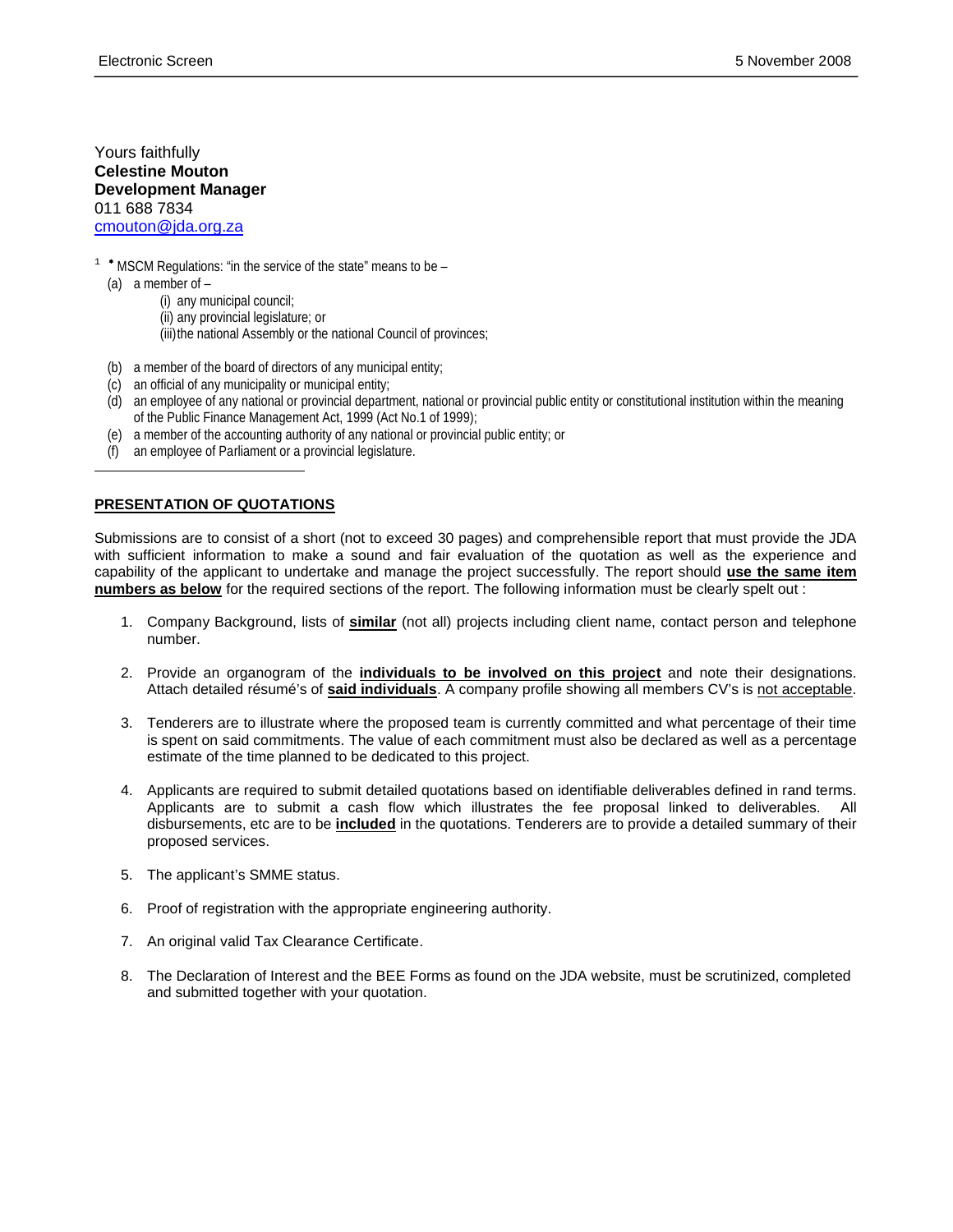Yours faithfully
**Celestine Mouton**
**Development Manager**
011 688 7834
cmouton@jda.org.za

[1] • MSCM Regulations: "in the service of the state" means to be –

(a) a member of –
  (i) any municipal council;
  (ii) any provincial legislature; or
  (iii) the national Assembly or the national Council of provinces;

(b) a member of the board of directors of any municipal entity;
(c) an official of any municipality or municipal entity;
(d) an employee of any national or provincial department, national or provincial public entity or constitutional institution within the meaning of the Public Finance Management Act, 1999 (Act No.1 of 1999);
(e) a member of the accounting authority of any national or provincial public entity; or
(f) an employee of Parliament or a provincial legislature.

---

**PRESENTATION OF QUOTATIONS**

Submissions are to consist of a short (not to exceed 30 pages) and comprehensible report that must provide the JDA with sufficient information to make a sound and fair evaluation of the quotation as well as the experience and capability of the applicant to undertake and manage the project successfully. The report should **use the same item numbers as below** for the required sections of the report. The following information must be clearly spelt out :

1. Company Background, lists of **similar** (not all) projects including client name, contact person and telephone number.

2. Provide an organogram of the **individuals to be involved on this project** and note their designations. Attach detailed résumé's of **said individuals**. A company profile showing all members CV's is not acceptable.

3. Tenderers are to illustrate where the proposed team is currently committed and what percentage of their time is spent on said commitments. The value of each commitment must also be declared as well as a percentage estimate of the time planned to be dedicated to this project.

4. Applicants are required to submit detailed quotations based on identifiable deliverables defined in rand terms. Applicants are to submit a cash flow which illustrates the fee proposal linked to deliverables. All disbursements, etc are to be **included** in the quotations. Tenderers are to provide a detailed summary of their proposed services.

5. The applicant's SMME status.

6. Proof of registration with the appropriate engineering authority.

7. An original valid Tax Clearance Certificate.

8. The Declaration of Interest and the BEE Forms as found on the JDA website, must be scrutinized, completed and submitted together with your quotation.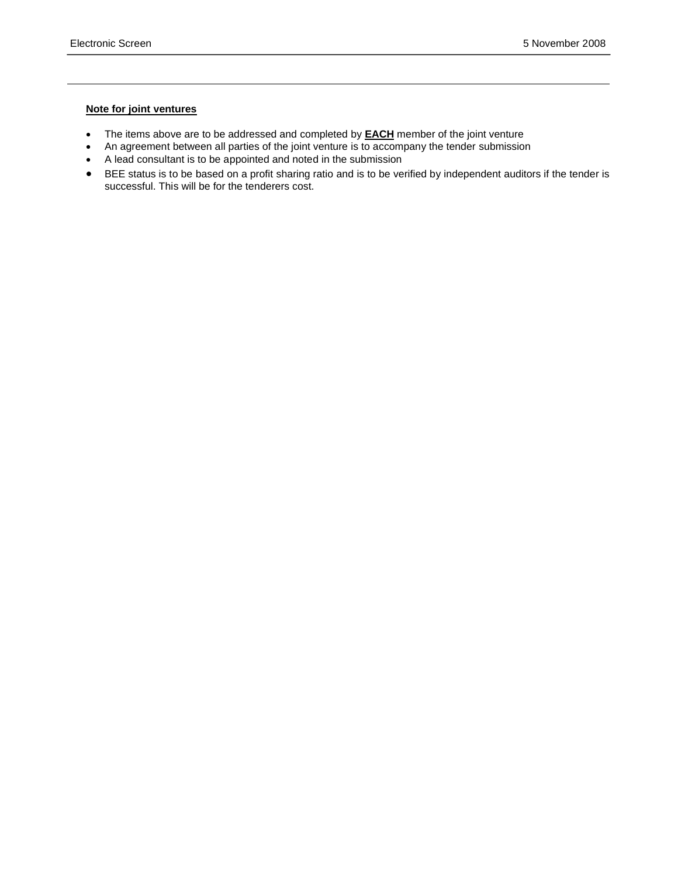**Note for joint ventures**

- The items above are to be addressed and completed by **EACH** member of the joint venture
- An agreement between all parties of the joint venture is to accompany the tender submission
- A lead consultant is to be appointed and noted in the submission
- BEE status is to be based on a profit sharing ratio and is to be verified by independent auditors if the tender is successful. This will be for the tenderers cost.